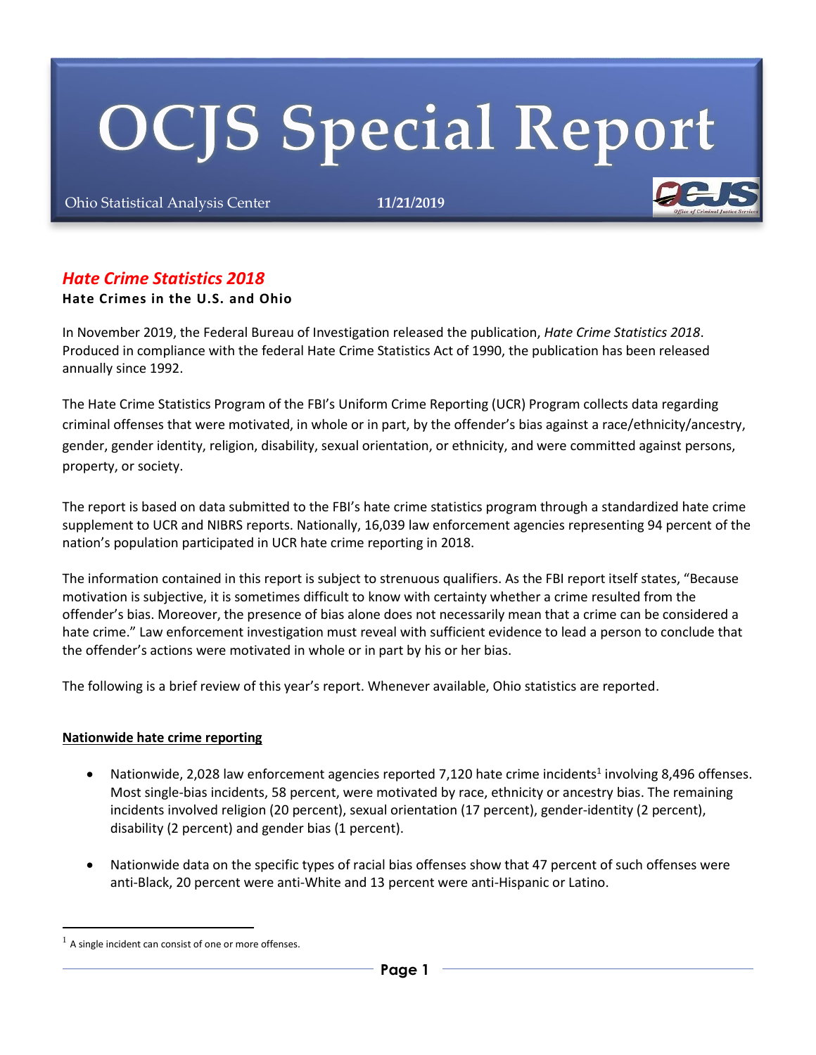# OCJS Special Report

Ohio Statistical Analysis Center **11/21/2019**

## *Hate Crime Statistics 2018*

**Hate Crimes in the U.S. and Ohio**

In November 2019, the Federal Bureau of Investigation released the publication, *Hate Crime Statistics 2018*. Produced in compliance with the federal Hate Crime Statistics Act of 1990, the publication has been released annually since 1992.

The Hate Crime Statistics Program of the FBI's Uniform Crime Reporting (UCR) Program collects data regarding criminal offenses that were motivated, in whole or in part, by the offender's bias against a race/ethnicity/ancestry, gender, gender identity, religion, disability, sexual orientation, or ethnicity, and were committed against persons, property, or society.

The report is based on data submitted to the FBI's hate crime statistics program through a standardized hate crime supplement to UCR and NIBRS reports. Nationally, 16,039 law enforcement agencies representing 94 percent of the nation's population participated in UCR hate crime reporting in 2018.

The information contained in this report is subject to strenuous qualifiers. As the FBI report itself states, "Because motivation is subjective, it is sometimes difficult to know with certainty whether a crime resulted from the offender's bias. Moreover, the presence of bias alone does not necessarily mean that a crime can be considered a hate crime." Law enforcement investigation must reveal with sufficient evidence to lead a person to conclude that the offender's actions were motivated in whole or in part by his or her bias.

The following is a brief review of this year's report. Whenever available, Ohio statistics are reported.

**Nationwide hate crime reporting**

- Nationwide, 2,028 law enforcement agencies reported 7,120 hate crime incidents[1] involving 8,496 offenses. Most single-bias incidents, 58 percent, were motivated by race, ethnicity or ancestry bias. The remaining incidents involved religion (20 percent), sexual orientation (17 percent), gender-identity (2 percent), disability (2 percent) and gender bias (1 percent).
- Nationwide data on the specific types of racial bias offenses show that 47 percent of such offenses were anti-Black, 20 percent were anti-White and 13 percent were anti-Hispanic or Latino.

[1] A single incident can consist of one or more offenses.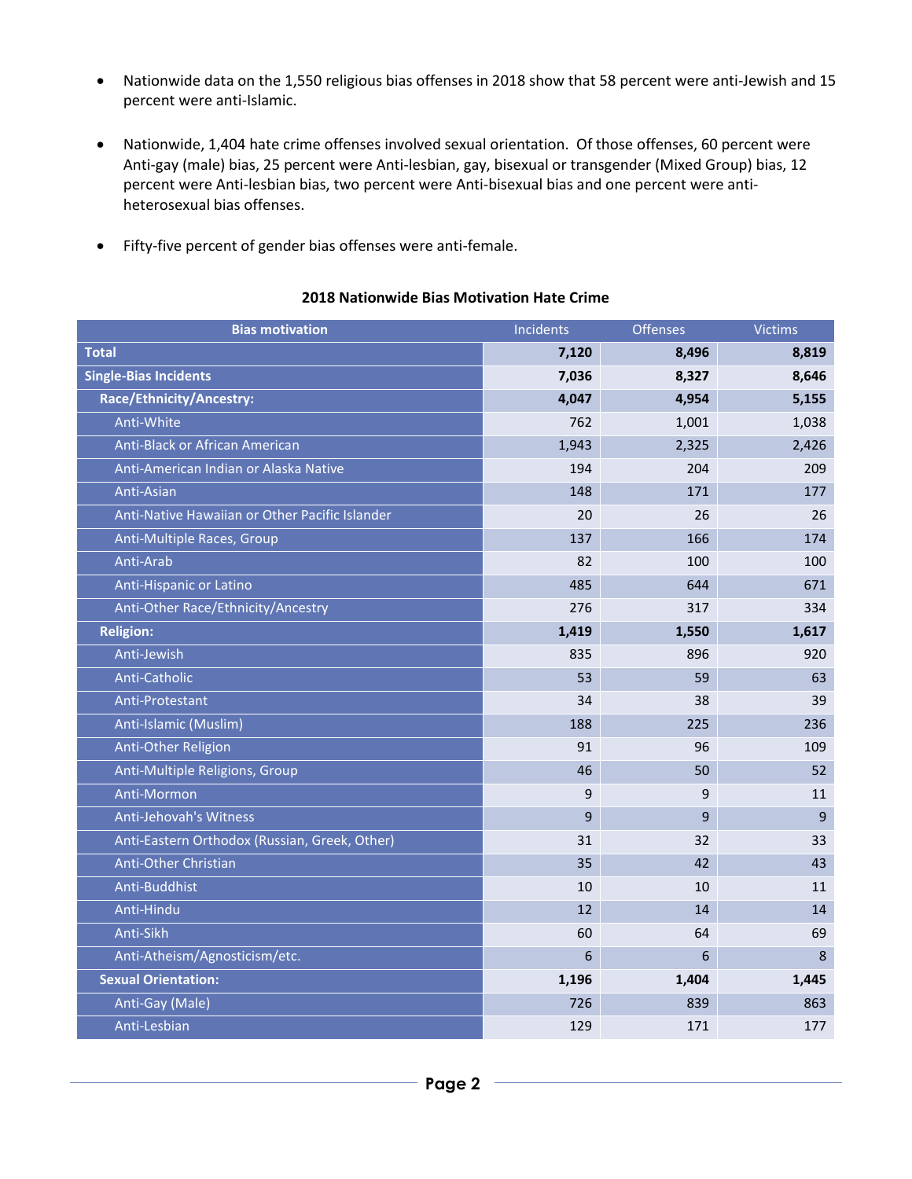- Nationwide data on the 1,550 religious bias offenses in 2018 show that 58 percent were anti-Jewish and 15 percent were anti-Islamic.

- Nationwide, 1,404 hate crime offenses involved sexual orientation. Of those offenses, 60 percent were Anti-gay (male) bias, 25 percent were Anti-lesbian, gay, bisexual or transgender (Mixed Group) bias, 12 percent were Anti-lesbian bias, two percent were Anti-bisexual bias and one percent were anti-heterosexual bias offenses.

- Fifty-five percent of gender bias offenses were anti-female.

**2018 Nationwide Bias Motivation Hate Crime**

| Bias motivation | Incidents | Offenses | Victims |
|---|---|---|---|
| **Total** | **7,120** | **8,496** | **8,819** |
| **Single-Bias Incidents** | **7,036** | **8,327** | **8,646** |
| **Race/Ethnicity/Ancestry:** | **4,047** | **4,954** | **5,155** |
| Anti-White | 762 | 1,001 | 1,038 |
| Anti-Black or African American | 1,943 | 2,325 | 2,426 |
| Anti-American Indian or Alaska Native | 194 | 204 | 209 |
| Anti-Asian | 148 | 171 | 177 |
| Anti-Native Hawaiian or Other Pacific Islander | 20 | 26 | 26 |
| Anti-Multiple Races, Group | 137 | 166 | 174 |
| Anti-Arab | 82 | 100 | 100 |
| Anti-Hispanic or Latino | 485 | 644 | 671 |
| Anti-Other Race/Ethnicity/Ancestry | 276 | 317 | 334 |
| **Religion:** | **1,419** | **1,550** | **1,617** |
| Anti-Jewish | 835 | 896 | 920 |
| Anti-Catholic | 53 | 59 | 63 |
| Anti-Protestant | 34 | 38 | 39 |
| Anti-Islamic (Muslim) | 188 | 225 | 236 |
| Anti-Other Religion | 91 | 96 | 109 |
| Anti-Multiple Religions, Group | 46 | 50 | 52 |
| Anti-Mormon | 9 | 9 | 11 |
| Anti-Jehovah's Witness | 9 | 9 | 9 |
| Anti-Eastern Orthodox (Russian, Greek, Other) | 31 | 32 | 33 |
| Anti-Other Christian | 35 | 42 | 43 |
| Anti-Buddhist | 10 | 10 | 11 |
| Anti-Hindu | 12 | 14 | 14 |
| Anti-Sikh | 60 | 64 | 69 |
| Anti-Atheism/Agnosticism/etc. | 6 | 6 | 8 |
| **Sexual Orientation:** | **1,196** | **1,404** | **1,445** |
| Anti-Gay (Male) | 726 | 839 | 863 |
| Anti-Lesbian | 129 | 171 | 177 |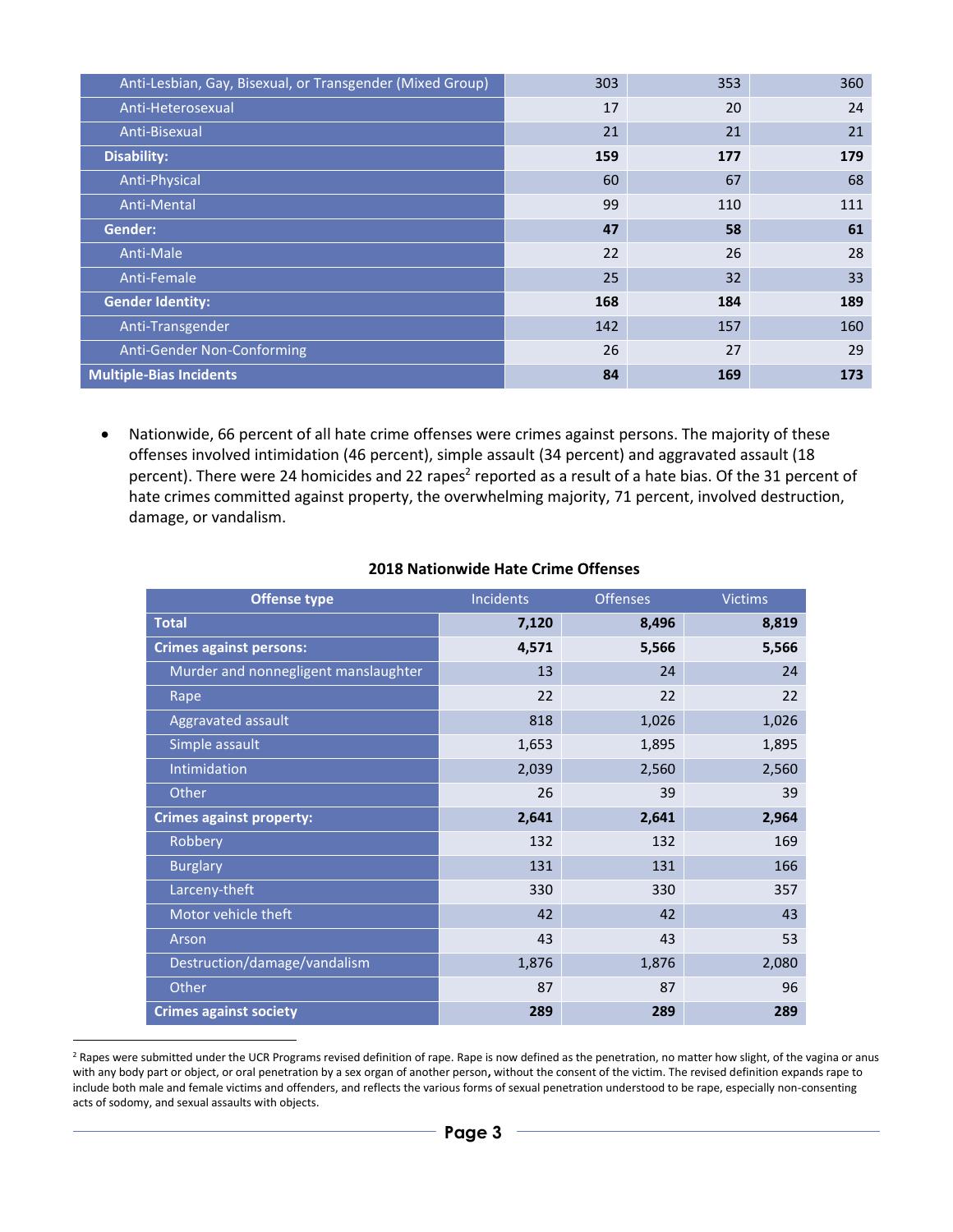| | | | |
|---|---|---|---|
| Anti-Lesbian, Gay, Bisexual, or Transgender (Mixed Group) | 303 | 353 | 360 |
| Anti-Heterosexual | 17 | 20 | 24 |
| Anti-Bisexual | 21 | 21 | 21 |
| **Disability:** | **159** | **177** | **179** |
| Anti-Physical | 60 | 67 | 68 |
| Anti-Mental | 99 | 110 | 111 |
| **Gender:** | **47** | **58** | **61** |
| Anti-Male | 22 | 26 | 28 |
| Anti-Female | 25 | 32 | 33 |
| **Gender Identity:** | **168** | **184** | **189** |
| Anti-Transgender | 142 | 157 | 160 |
| Anti-Gender Non-Conforming | 26 | 27 | 29 |
| **Multiple-Bias Incidents** | **84** | **169** | **173** |

- Nationwide, 66 percent of all hate crime offenses were crimes against persons. The majority of these offenses involved intimidation (46 percent), simple assault (34 percent) and aggravated assault (18 percent). There were 24 homicides and 22 rapes[2] reported as a result of a hate bias. Of the 31 percent of hate crimes committed against property, the overwhelming majority, 71 percent, involved destruction, damage, or vandalism.

**2018 Nationwide Hate Crime Offenses**

| Offense type | Incidents | Offenses | Victims |
|---|---|---|---|
| **Total** | **7,120** | **8,496** | **8,819** |
| **Crimes against persons:** | **4,571** | **5,566** | **5,566** |
| Murder and nonnegligent manslaughter | 13 | 24 | 24 |
| Rape | 22 | 22 | 22 |
| Aggravated assault | 818 | 1,026 | 1,026 |
| Simple assault | 1,653 | 1,895 | 1,895 |
| Intimidation | 2,039 | 2,560 | 2,560 |
| Other | 26 | 39 | 39 |
| **Crimes against property:** | **2,641** | **2,641** | **2,964** |
| Robbery | 132 | 132 | 169 |
| Burglary | 131 | 131 | 166 |
| Larceny-theft | 330 | 330 | 357 |
| Motor vehicle theft | 42 | 42 | 43 |
| Arson | 43 | 43 | 53 |
| Destruction/damage/vandalism | 1,876 | 1,876 | 2,080 |
| Other | 87 | 87 | 96 |
| **Crimes against society** | **289** | **289** | **289** |

[2] Rapes were submitted under the UCR Programs revised definition of rape. Rape is now defined as the penetration, no matter how slight, of the vagina or anus with any body part or object, or oral penetration by a sex organ of another person, without the consent of the victim. The revised definition expands rape to include both male and female victims and offenders, and reflects the various forms of sexual penetration understood to be rape, especially non-consenting acts of sodomy, and sexual assaults with objects.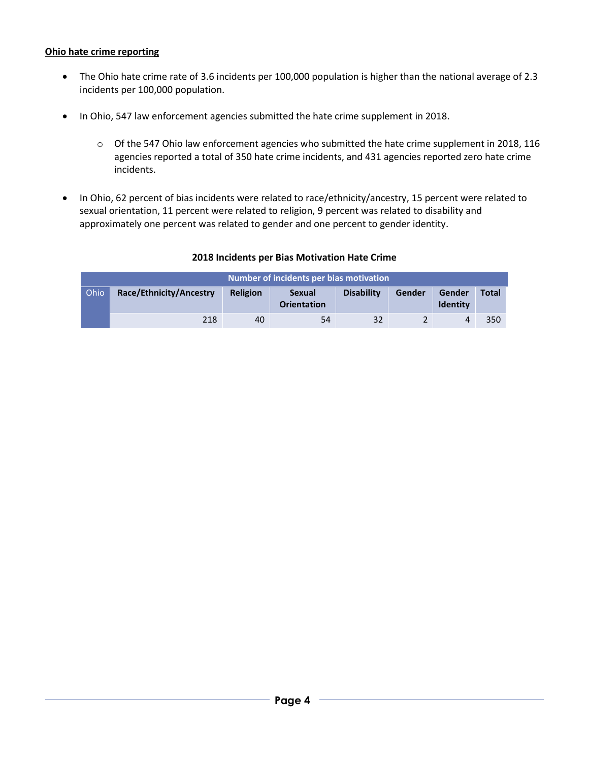**Ohio hate crime reporting**

- The Ohio hate crime rate of 3.6 incidents per 100,000 population is higher than the national average of 2.3 incidents per 100,000 population.
- In Ohio, 547 law enforcement agencies submitted the hate crime supplement in 2018.
    - Of the 547 Ohio law enforcement agencies who submitted the hate crime supplement in 2018, 116 agencies reported a total of 350 hate crime incidents, and 431 agencies reported zero hate crime incidents.
- In Ohio, 62 percent of bias incidents were related to race/ethnicity/ancestry, 15 percent were related to sexual orientation, 11 percent were related to religion, 9 percent was related to disability and approximately one percent was related to gender and one percent to gender identity.

**2018 Incidents per Bias Motivation Hate Crime**

| Number of incidents per bias motivation | | | | | | | |
|---|---|---|---|---|---|---|---|
| Ohio | **Race/Ethnicity/Ancestry** | **Religion** | **Sexual Orientation** | **Disability** | **Gender** | **Gender Identity** | **Total** |
| | 218 | 40 | 54 | 32 | 2 | 4 | 350 |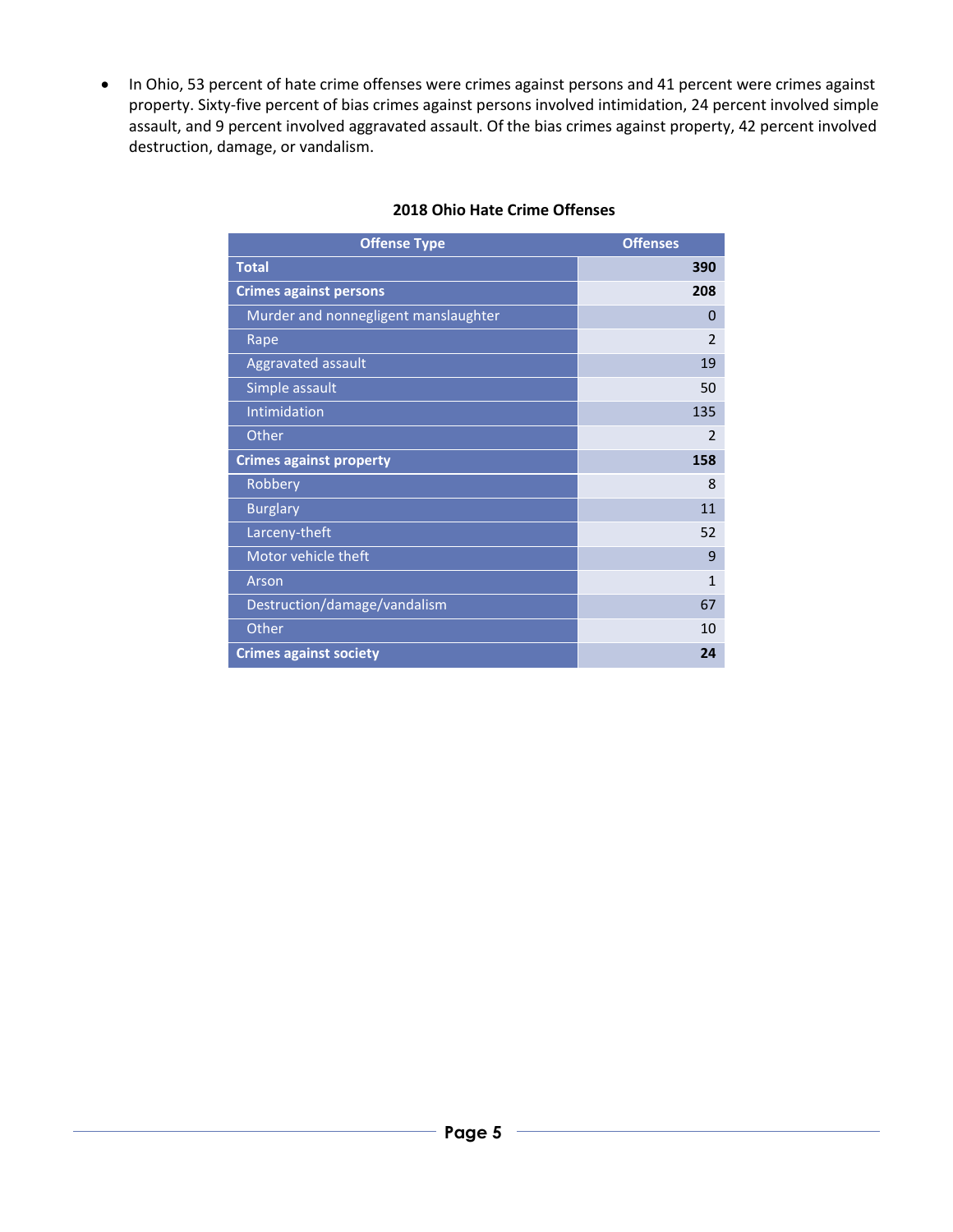- In Ohio, 53 percent of hate crime offenses were crimes against persons and 41 percent were crimes against property. Sixty-five percent of bias crimes against persons involved intimidation, 24 percent involved simple assault, and 9 percent involved aggravated assault. Of the bias crimes against property, 42 percent involved destruction, damage, or vandalism.

**2018 Ohio Hate Crime Offenses**

| Offense Type | Offenses |
|---|---|
| **Total** | **390** |
| **Crimes against persons** | **208** |
| Murder and nonnegligent manslaughter | 0 |
| Rape | 2 |
| Aggravated assault | 19 |
| Simple assault | 50 |
| Intimidation | 135 |
| Other | 2 |
| **Crimes against property** | **158** |
| Robbery | 8 |
| Burglary | 11 |
| Larceny-theft | 52 |
| Motor vehicle theft | 9 |
| Arson | 1 |
| Destruction/damage/vandalism | 67 |
| Other | 10 |
| **Crimes against society** | **24** |